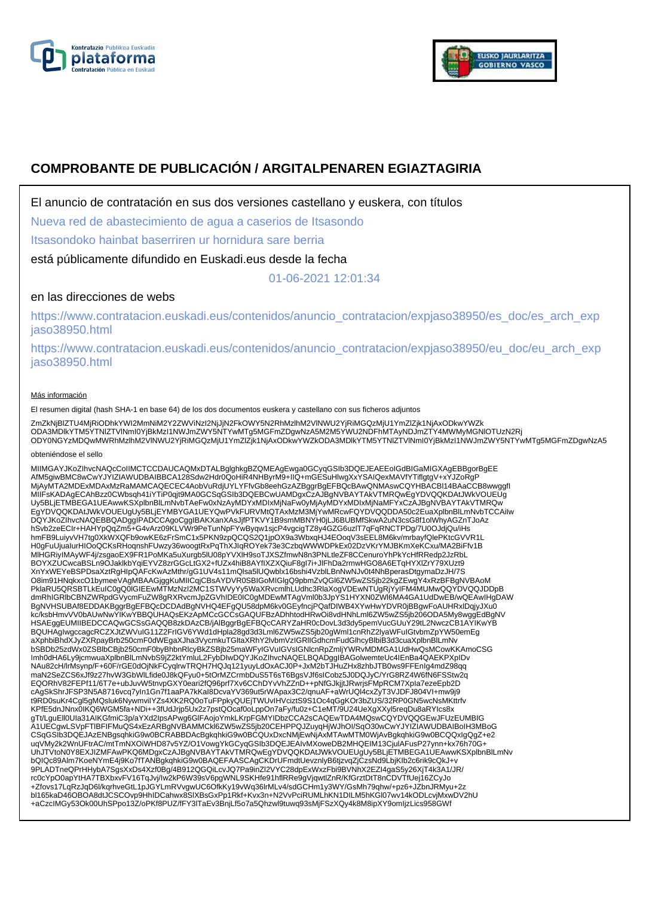# COMPROBANTE DE PUBLICACIÓN / ARGITALPENAREN EGIAZTAGIRIA

El anuncio de contratación en sus dos versiones castellano y euskera, con títulos

Nueva red de abastecimiento de agua a caserios de Itsasondo

Itsasondoko hainbat baserriren ur hornidura sare berria

está públicamente difundido en Euskadi.eus desde la fecha

01-06-2021 12:01:34

en las direcciones de webs

https://www.contratacion.euskadi.eus/contenidos/anuncio_contratacion/expjaso38950/es_doc/es_arch_expjaso38950.html

https://www.contratacion.euskadi.eus/contenidos/anuncio_contratacion/expjaso38950/eu_doc/eu_arch_expjaso38950.html

Más información

El resumen digital (hash SHA-1 en base 64) de los dos documentos euskera y castellano con sus ficheros adjuntos

ZmZkNjBlZTU4MjRiODhkYWI2MmNiM2Y2ZWViNzI2NjJjN2FkOWY5N2RhMzlhM2VlNWU2YjRiMGQzMjU1YmZlZjk1NjAxODkwYWZk
ODA3MDlkYTM5YTNlZTVlNmI0YjBkMzI1NWJmZWY5NTYwMTg5MGFmZDgwNzA5M2M5YWU2NDFhMTAyNDJmZTY4MWMyMGNlOTUzN2Rj
ODY0NGYzMDQwMWRhMzlhM2VlNWU2YjRiMGQzMjU1YmZlZjk1NjAxODkwYWZkODA3MDlkYTM5YTNlZTVlNmI0YjBkMzI1NWJmZWY5NTYwMTg5MGFmZDgwNzA5

obteniéndose el sello

MIIMGAYJKoZIhvcNAQcCoIIMCTCCDAUCAQMxDTALBglghkgBZQMEAgEwga0GCyqGSIb3DQEJEAEEoIGdBIGaMIGXAgEBBgorBgEE
AfM5giwBMC8wCwYJYIZIAWUDBAIBBCA128Sdw2Hdr0QoHiR4NHByrM9+lIQ+mGESuHlwgXxYSAIQexMAVfYTiflgtgV+xYJZoRgP
MjAyMTA2MDExMDAxMzRaMAMCAQECEC4AobVuRdjUYLYFfvGb8eehGzAZBggrBgEFBQcBAwQNMAswCQYHBACBl14BAaCCB8wwggfI
MIIFsKADAgECAhBzz0CWbsqh41iYTiP0qjt9MA0GCSqGSIb3DQEBCwUAMDgxCzAJBgNVBAYTAkVTMRQwEgYDVQQKDAtJWkVOUEUg
Uy5BLjETMBEGA1UEAwwKSXplbnBlLmNvbTAeFw0xNzAyMDYxMDIxMjNaFw0yMjAyMDYxMDIxMjNaMFYxCzAJBgNVBAYTAkVTMRQw
EgYDVQQKDAtJWkVOUEUgUy5BLjEYMBYGA1UEYQwPVkFURVMtQTAxMzM3MjYwMRcwFQYDVQQDDA50c2EuaXplbnBlLmNvbTCCAiIw
DQYJKoZIhvcNAQEBBQADggIPADCCAgoCggIBAKXanXAsJjfPTKVY1B9smMBNYH0jLJ6BUBMfSkwA2uN3csG8f1olWhyAGZnTJoAz
hSvb2zeEClr+HAHYpQqZm5+G4vArz09KLVWr9PeTunNpFYwByqw1sjcP4vgcigTZ8y4GZG6uzlT7qFqRNCTPDg/7U0OJdjQu/iHs
hmFB9LuiyvVH7tg0XkWXQFb9owKE6zFrSmC1x5PKN9zpQCQS2Q1jpOX9a3WbxqHJ4EOoqV3sEEL8M6kv/mrbayfQlePKtcGVVR1L
H0gFuUjualurHIOoQCKsRHoqnshFUwzy36woogtRxPqThXJlqROYek73e3CzbqWWWDPkEx02DzVKrYMJBKmXeKCxu/MA2BiFfv1B
MIHGRiylMAyWF4j/zsgaoEX9FR1PoMKa5uXurgb5lU08pYVXlH9soTJXSZfmwN8n3PNLtleZF8CCenuroYhPkYcHfRRedp2JzRbL
BOYXZUCwcaBSLn9OJaklkbYqiEYVZ8zrGGcLtGX2+fUZx4hiB8AYflXZXQiuF8gl7i+JlFhDa2rmwHGO8A6ETqHYXlZrY79XUzt9
XnYxWEYeBSPDsaXztRgHlpQAFcKwAzMthr/gG1UV4s11mQlsa5lUQwblx16bshi4VzblLBnNwNJv0t4NhBperasDtgymaDzJH/7S
O8im91HNqkxcO1bymeeVAgMBAAGjggKuMIICqjCBsAYDVR0SBIGoMIGlgQ9pbmZvQGl6ZW5wZS5jb22kgZEwgY4xRzBFBgNVBAoM
PklaRU5QRSBTLkEuIC0gQ0lGIEEwMTMzNzI2MC1STWVyYy5WaXRvcmlhLUdhc3RlaXogVDEwNTUgRjYyIFM4MUMwQQYDVQQJDDpB
dmRhIGRlbCBNZWRpdGVycmFuZW8gRXRvcmJpZGVhIDE0IC0gMDEwMTAgVml0b3JpYS1HYXN0ZWl6MA4GA1UdDwEB/wQEAwIHgDAW
BgNVHSUBAf8EDDAKBggrBgEFBQcDCDAdBgNVHQ4EFgQU58dpM6kv0GEyfncjPQafDIWB4XYwHwYDVR0jBBgwFoAUHRxlDqjyJXu0
kc/ksbHmvVV0bAUwNwYIKwYBBQUHAQsEKzApMCcGCCsGAQUFBzADhhtodHRwOi8vdHNhLml6ZW5wZS5jb206ODA5My8wggEdBgNV
HSAEggEUMIIBEDCCAQwGCSsGAQQB8zkDAzCB/jAlBggrBgEFBQcCARYZaHR0cDovL3d3dy5pemVucGUuY29tL2NwczCB1AYIKwYB
BQUHAgIwgccagcRCZXJtZWVuIG11Z2FrIGV6YWd1dHpla28gd3d3Lml6ZW5wZS5jb20gWmll1cnRhZ2lyaWFuIGtvbmZpYW50emEg
aXphbiBhdXJyZXRpayBrb250cmF0dWEgaXJha3VycmkuTGltaXRhY2lvbmVzIGRlIGdhcmFudGlhcyBlbiB3d3cuaXplbnBlLmNv
bSBDb25zdWx0ZSBlbCBjb250cmF0byBhbnRlcyBkZSBjb25maWFyIGVuIGVsIGNlcnRpZmljYWRvMDMGA1UdHwQsMCowKKAmoCSG
Imh0dHA6Ly9jcmwuaXplbnBlLmNvbS9jZ2ktYmluL2FybDIwDQYJKoZIhvcNAQELBQADggIBAGolwemteUc4lEnBa4QAEKPXpIDv
NAu82cH/lrMsynp/F+60F/rGE0dOjNkFCyqlrwTRQH7HQJq121yuyLdOxACJ0P+JxM2bTJHuZHx8zhbJTB0ws9FFEnlg4mdZ98qq
maN2SeZCS6xJf9z27hvW3GbWlLfide0J8kQFyu0+5tOrMZCrmbDuS5T6sT6BgsVJf6sICobz5J0DQJyC/YrG8RZ4W6fN6FSStw2q
EQORhV82FEPf11/6T7e+ubJuvW5tnvpGXY0eari2fQ96prf7Xv6CChDYvVhZZnD++pNfGJkjjtJRwrjsFMpRCM7Xpla7ezeEpb2D
cAgSkShrJFSP3N5A8716vcq7yln1Gn7f1aaPA7kKal8DcvaYV369ut5rWApax3C2/qnuAF+aWrUQl4cxZyT3VJDFJ804VI+mw9j9
t9RD0suKr4Cgl5gMQsluk6NywmvilYZs4XK2RQ0oTuFPpkyQUEjTWUvIHvciztS9S1Oc4qGgKOr3bZUS/32RP0GN5wcNsMKttrfv
KPfE5dnJNnx0lKQ6WGM5fa+NDi++3fUdJrjp5Ux2z7pstQOcaf0oLppOn7aFy/fu0z+C1eMT/9U24UeXgXXyl5reqDu8aRYlcs8x
gTt/LguEll0Ula31AIKGfmiC3p/aYXd2lpsAPwg6GlFAojoYmkLKrpFGMYIDbzCCA2sCAQEwTDA4MQswCQYDVQQGEwJFUzEUMBIG
A1UECgwLSVpFTlBFIFMuQS4xEzARBgNVBAMMCkl6ZW5wZS5jb20CEHPPQJZuyqHjWJhOI/SqO30wCwYJYIZIAWUDBAIBoIH3MBoG
CSqGSIb3DQEJAzENBgsqhkiG9w0BCRABBDAcBgkqhkiG9w0BCQUxDxcNMjEwNjAxMTAwMTM0WjAvBgkqhkiG9w0BCQQxIgQgZ+e2
uqVMy2k2WnUFtrAC/mtTmNXOiWHD87v5YZ/O1VowgYkGCyqGSIb3DQEJEAIvMXoweDB2MHQEIM13CjulAFusP27ynn+kx76h70G+
UhJTVtoN0Y8EXJIZMFAwPKQ6MDgxCzAJBgNVBAYTAkVTMRQwEgYDVQQKDAtJWkVOUEUgUy5BLjETMBEGA1UEAwwKSXplbnBlLmNv
bQIQc89Alm7KoeNYmE4j9Ko7fTANBgkqhkiG9w0BAQEFAASCAgCKDrUFmdtUevznlyB6tjzvqZjCzsNd9LbjKlb2c6rik9cQkJ+v
9PLADTneQPrHHybA7SgsXxDs4Xzf0Bg/4B912QGQiLcvJQ7Pa9inZl2VYC28dpExWxzFbi9BVNhX2EZl4gaS5y26XjT4k3A1/JR/
rc0cYpO0apYtHA7TBXbxvFV16TqJvj/lw2kP6W39sV6pgWNL9SKHfe91hflRRe9gVjqwtlZnR/KfGrztDtT8nCDVTfUej16ZCyJo
+Zfovs17LqRzJqD6l/kqrhveGtL1pJGYLmRVvgwUC6OfkKy19vWq36lrMLv4/sdGCHm1y3WY/GsMh79qhw/+pz6+JZbnJRMyu+2z
bl165kaD46OBOA8dtJCSCOvp9HhIDCahwx8SlXBsGxPp1Rkf+Kvx3n+N2VvPciRUMLhKN1DILM5hKGl07wv14kODLcvjMxwDV2hU
+aCzclMGy53Ok00UhSPpo13Z/oPKf8PUZ/fFY3lTaEv3BnjLf5o7a5Qhzwl9tuwq93sMjFSzXQy4k8M8ipXY9omljzLics958GWf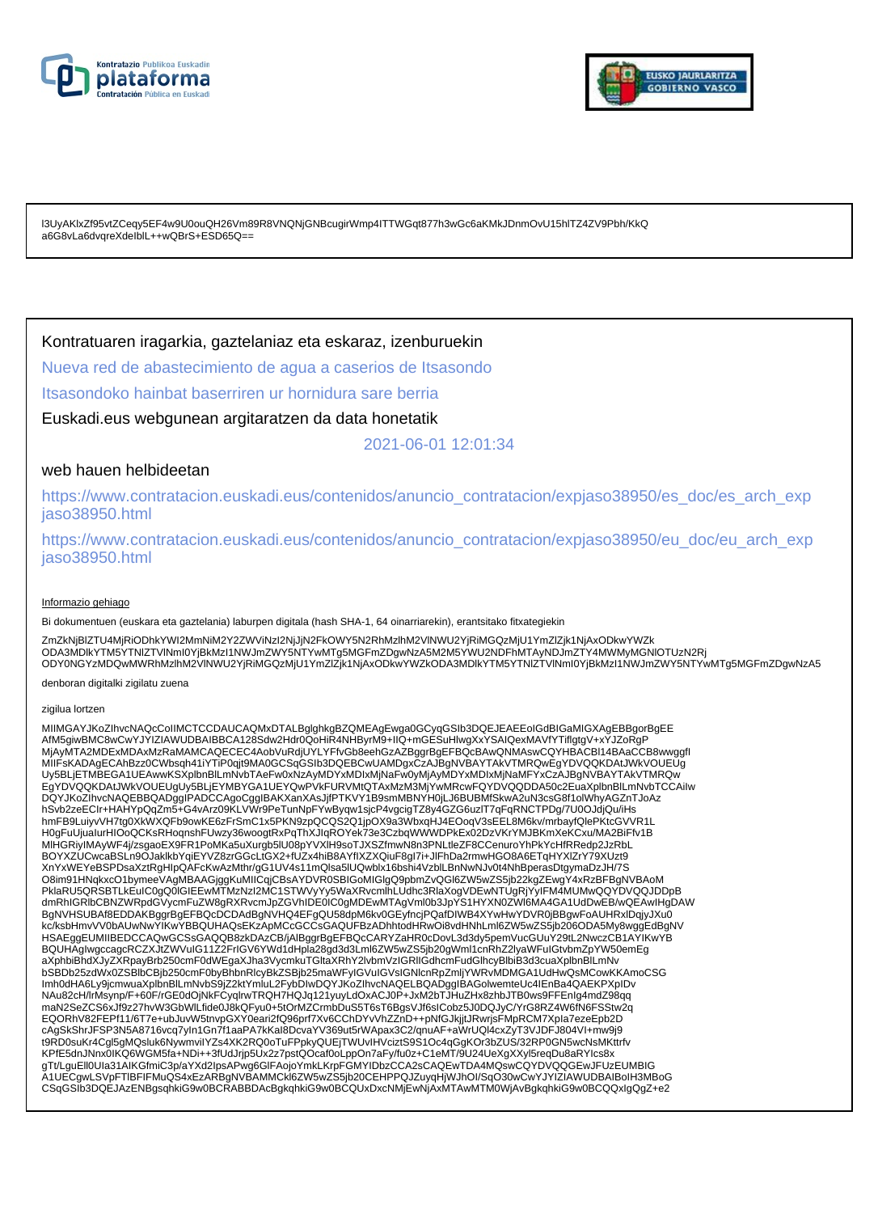l3UyAKlxZf95vtZCeqy5EF4w9U0ouQH26Vm89R8VNQNjGNBcugirWmp4ITTWGqt877h3wGc6aKMkJDnmOvU15hlTZ4ZV9Pbh/KkQ
a6G8vLa6dvqreXdelblL++wQBrS+ESD65Q==

Kontratuaren iragarkia, gaztelaniaz eta eskaraz, izenburuekin

Nueva red de abastecimiento de agua a caserios de Itsasondo

Itsasondoko hainbat baserriren ur hornidura sare berria

Euskadi.eus webgunean argitaratzen da data honetatik

2021-06-01 12:01:34

web hauen helbideetan

https://www.contratacion.euskadi.eus/contenidos/anuncio_contratacion/expjaso38950/es_doc/es_arch_expjaso38950.html

https://www.contratacion.euskadi.eus/contenidos/anuncio_contratacion/expjaso38950/eu_doc/eu_arch_expjaso38950.html

Informazio gehiago

Bi dokumentuen (euskara eta gaztelania) laburpen digitala (hash SHA-1, 64 oinarriarekin), erantsitako fitxategiekin

ZmZkNjBlZTU4MjRiODhkYWI2MmNiM2Y2ZWViNzI2NjJjN2FkOWY5N2RhMzlhM2VlNWU2YjRiMGQzMjU1YmZlZjk1NjAxODkwYWZk
ODA3MDlkYTM5YTNlZTVlNmI0YjBkMzI1NWJmZWY5NTYwMTg5MGFmZDgwNzA5M2M5YWU2NDFhMTAyNDJmZTY4MWMyMGNlOTUzN2Rj
ODY0NGYzMDQwMWRhMzlhM2VlNWU2YjRiMGQzMjU1YmZlZjk1NjAxODkwYWZkODA3MDlkYTM5YTNlZTVlNmI0YjBkMzI1NWJmZWY5NTYwMTg5MGFmZDgwNzA5

denboran digitalki zigilatu zuena

zigilua lortzen

MIIMGAYJKoZIhvcNAQcCoIIMCTCCDAUCAQMxDTALBglghkgBZQMEAgEwga0GCyqGSIb3DQEJEAEEoIGdBIGaMIGXAgEBBgorBgEE
AfM5giwBMC8wCwYJYIZIAWUDBAIBBCA128Sdw2Hdr0QoHiR4NHByrM9+IIQ+mGESuHlwgXxYSAIQexMAVfYTiflgtgV+xYJZoRgP
MjAyMTA2MDExMDAxMzRaMAMCAQECEC4AobVuRdjUYLYFfvGb8eehGzAZBggrBgEFBQcBAwQNMAswCQYHBACBl14BAaCCB8wwggfl
MIIFsKADAgECAhBzz0CWbsqh41iYTiP0qjt9MA0GCSqGSIb3DQEBCwUAMDgxCzAJBgNVBAYTAkVTMRQwEgYDVQQKDAtJWkVOUEUg
Uy5BLjETMBEGA1UEAwwKSXplbnBlLmNvbTAeFw0xNzAyMDYxMDIxMjNaFw0yMjAyMDYxMDIxMjNaMFYxCzAJBgNVBAYTAkVTMRQw
EgYDVQQKDAtJWkVOUEUgUy5BLjEYMBYGA1UEYQwPVkFURVMtQTAxMzM3MjYwMRcwFQYDVQQDDA50c2EuaXplbnBlLmNvbTCCAilw
DQYJKoZIhvcNAQEBBQADggIPADCCAgoCggIBAKXanXAsJjfPTKVY1B9smMBNYH0jLJ6BUBMfSkwA2uN3csG8f1olWhyAGZnTJoAz
hSvb2zeECIr+HAHYpQqZm5+G4vArz09KLVWr9PeTunNpFYwByqw1sjcP4vgcigTZ8y4GZG6uzlT7qFqRNCTPDg/7U0OJdjQu/iHs
hmFB9LuiyvVH7tg0XkWXQFb9owKE6zFrSmC1x5PKN9zpQCQS2Q1jpOX9a3WbxqHJ4EOoqV3sEEL8M6kv/mrbayfQlePKtcGVVR1L
H0gFuUjualurHIOoQCKsRHoqnshFUwzy36woogtRxPqThXJlqROYek73e3CzbqWWWDPkEx02DzVKrYMJBKmXeKCxu/MA2BiFfv1B
MlHGRiyIMAyWF4j/zsgaoEX9FR1PoMKa5uXurgb5lU08pYVXlH9soTJXSZfmwN8n3PNLtleZF8CCenuroYhPkYcHfRRedp2JzRbL
BOYXZUCwcaBSLn9OJaklkbYqiEYVZ8zrGGcLtGX2+fUZx4hiB8AYflXZXQiuF8gl7i+JlFhDa2rmwHGO8A6ETqHYXlZrY79XUzt9
XnYxWEYeBSPDsaXztRgHIpQAFcKwAzMthr/gG1UV4s11mQlsa5lUQwblx16bshi4VzblLBnNwNJv0t4NhBperasDtgymaDzJH/7S
O8im91HNqkxcO1bymeeVAgMBAAGjggKuMIICqjCBsAYDVR0SBIGoMIGlgQ9pbmZvQGl6ZW5wZS5jb22kgZEwgY4xRzBFBgNVBAoM
PklaRU5QRSBTLkEuIC0gQ0lGIEEwMTMzNzI2MC1STWVyYy5WaXRvcmlhLUdhc3RlaXogVDEwNTUgRjYyIFM4MUMwQQYDVQQJDDpB
dmRhIGRlbCBNZWRpdGVycmFuZW8gRXRvcmJpZGVhIDE0IC0gMDEwMTAgVml0b3JpYS1HYXN0ZWl6MA4GA1UdDwEB/wQEAwIHgDAW
BgNVHSUBAf8EDDAKBggrBgEFBQcDCDAdBgNVHQ4EFgQU58dpM6kv0GEyfncjPQafDIWB4XYwHwYDVR0jBBgwFoAUHRxlDqjyJXu0
kc/ksbHmvVV0bAUwNwYIKwYBBQUHAQsEKzApMCcGCCsGAQUFBzADhhtodHRwOi8vdHNhLml6ZW5wZS5jb206ODA5My8wggEdBgNV
HSAEggEUMIIBEDCCAQwGCSsGAQQB8zkDAzCB/jAlBggrBgEFBQcCARYZaHR0cDovL3d3dy5pemVucGUuY29tL2NwczCB1AYIKwYB
BQUHAgIwgccagcRCZXJtZWVuIG11Z2FrIGV6YWd1dHpla28gd3d3Lml6ZW5wZS5jb20gWml1cnRhZ2lyaWFuIGtvbmZpYW50emEg
aXphbiBhdXJyZXRpayBrb250cmF0dWEgaXJha3VycmkuTGltaXRhY2lvbmVzIGRlIGdhcmFudGlhcyBlbiB3d3cuaXplbnBlLmNv
bSBDb25zdWx0ZSBlbCBjb250cmF0byBhbnRlcyBkZSBjb25maWFyIGVuIGVsIGNlcnRpZmljYWRvMDMGA1UdHwQsMCowKKAmoCSG
Imh0dHA6Ly9jcmwuaXplbnBlLmNvbS9jZ2ktYmluL2FybDIwDQYJKoZIhvcNAQELBQADggIBAGolwemteUc4IEnBa4QAEKPXpIDv
NAu82cH/lrMsynp/F+60F/rGE0dOjNkFCyqlrwTRQH7HQJq121yuyLdOxACJ0P+JxM2bTJHuZHx8zhbJTB0ws9FFEnlg4mdZ98qq
maN2SeZCS6xJf9z27hvW3GbWlLfide0J8kQFyu0+5tOrMZCrmbDuS5T6sT6BgsVJf6slCobz5J0DQJyC/YrG8RZ4W6fN6FSStw2q
EQORhV82FEPf11/6T7e+ubJuvW5tnvpGXY0eari2fQ96prf7Xv6CChDYvVhZZnD++pNfGJkjjtJRwrjsFMpRCM7Xpla7ezeEpb2D
cAgSkShrJFSP3N5A8716vcq7yln1Gn7f1aaPA7kKal8DcvaYV369ut5rWApax3C2/qnuAF+aWrUQl4cxZyT3VJDFJ804VI+mw9j9
t9RD0suKr4Cgl5gMQsluk6NywmvilYZs4XK2RQ0oTuFPpkyQUEjTWUvIHvciztS9S1Oc4qGgKOr3bZUS/32RP0GN5wcNsMKttrfv
KPfE5dnJNnx0IKQ6WGM5fa+NDi++3fUdJrjp5Ux2z7pstQOcaf0oLppOn7aFy/fu0z+C1eMT/9U24UeXgXXyl5reqDu8aRYIcs8x
gTt/LguEll0Ula31AIKGfmiC3p/aYXd2IpsAPwg6GlFAojoYmkLKrpFGMYIDbzCCA2sCAQEwTDA4MQswCQYDVQQGEwJFUzEUMBIG
A1UECgwLSVpFTlBFIFMuQS4xEzARBgNVBAMMCkl6ZW5wZS5jb20CEHPPQZuyqHjWJhOI/SqO30wCwYJYIZIAWUDBAIBoIH3MBoG
CSqGSIb3DQEJAzENBgsqhkiG9w0BCRABBDAcBgkqhkiG9w0BCQUxDxcNMjEwNjAxMTAwMTM0WjAvBgkqhkiG9w0BCQQxIgQgZ+e2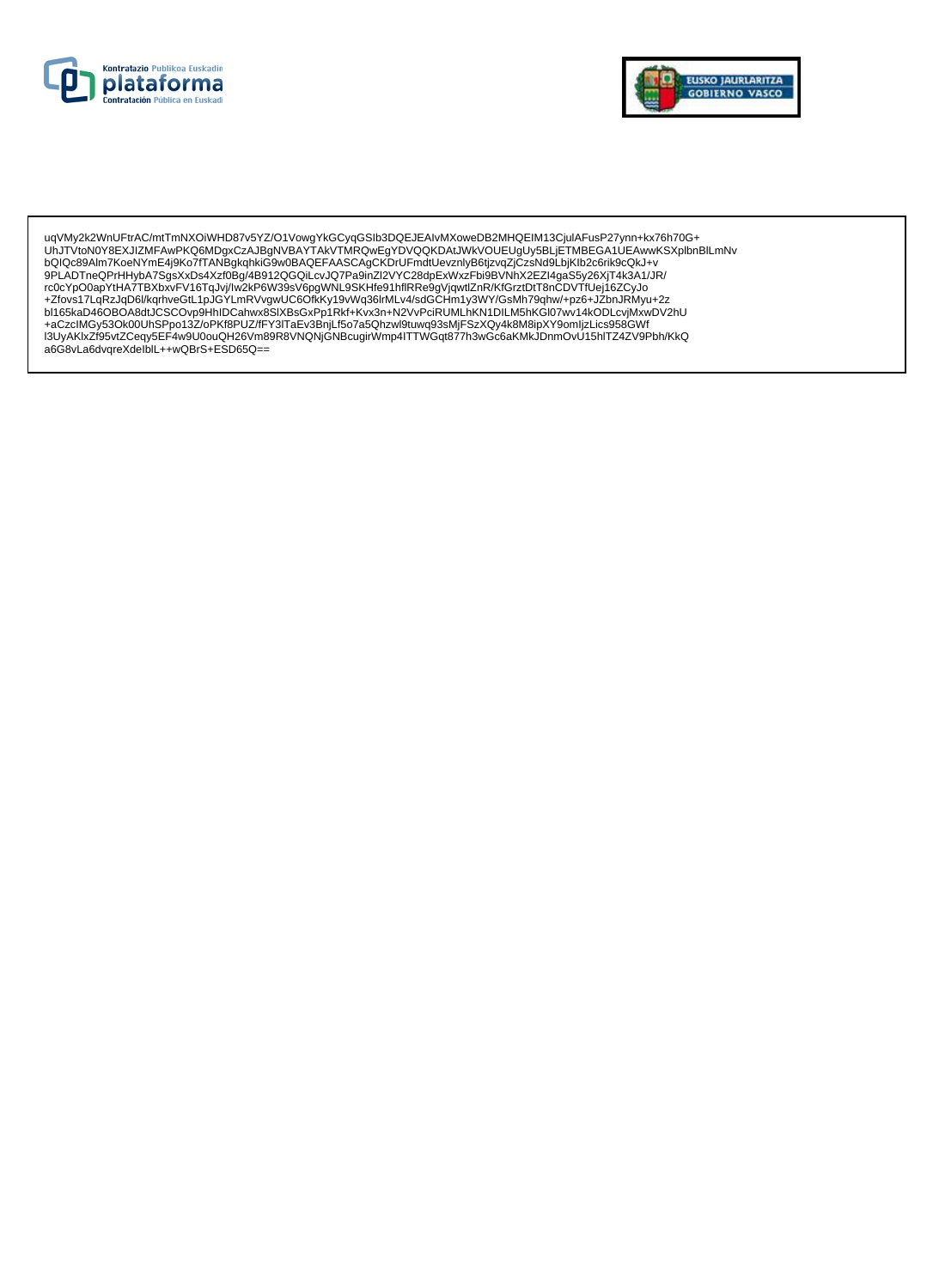uqVMy2k2WnUFtrAC/mtTmNXOiWHD87v5YZ/O1VowgYkGCyqGSIb3DQEJEAIvMXoweDB2MHQEIM13CjulAFusP27ynn+kx76h70G+
UhJTVtoN0Y8EXJIZMFAwPKQ6MDgxCzAJBgNVBAYTAkVTMRQwEgYDVQQKDAtJWkVOUEUgUy5BLjETMBEGA1UEAwwKSXplbnBlLmNv
bQIQc89Alm7KoeNYmE4j9Ko7fTANBgkqhkiG9w0BAQEFAASCAgCKDrUFmdtUevznlyB6tjzvqZjCzsNd9LbjKIb2c6rik9cQkJ+v
9PLADTneQPrHHybA7SgsXxDs4Xzf0Bg/4B912QGQiLcvJQ7Pa9inZl2VYC28dpExWxzFbi9BVNhX2EZI4gaS5y26XjT4k3A1/JR/
rc0cYpO0apYtHA7TBXbxvFV16TqJvj/Iw2kP6W39sV6pgWNL9SKHfe91hflRRe9gVjqwtlZnR/KfGrztDtT8nCDVTfUej16ZCyJo
+Zfovs17LqRzJqD6l/kqrhveGtL1pJGYLmRVvgwUC6OfkKy19vWq36lrMLv4/sdGCHm1y3WY/GsMh79qhw/+pz6+JZbnJRMyu+2z
bl165kaD46OBOA8dtJCSCOvp9HhIDCahwx8SlXBsGxPp1Rkf+Kvx3n+N2VvPciRUMLhKN1DILM5hKGl07wv14kODLcvjMxwDV2hU
+aCzcIMGy53Ok00UhSPpo13Z/oPKf8PUZ/fFY3lTaEv3BnjLf5o7a5Qhzwl9tuwq93sMjFSzXQy4k8M8ipXY9omIjzLics958GWf
l3UyAKlxZf95vtZCeqy5EF4w9U0ouQH26Vm89R8VNQNjGNBcugirWmp4ITTWGqt877h3wGc6aKMkJDnmOvU15hlTZ4ZV9Pbh/KkQ
a6G8vLa6dvqreXdeIblL++wQBrS+ESD65Q==